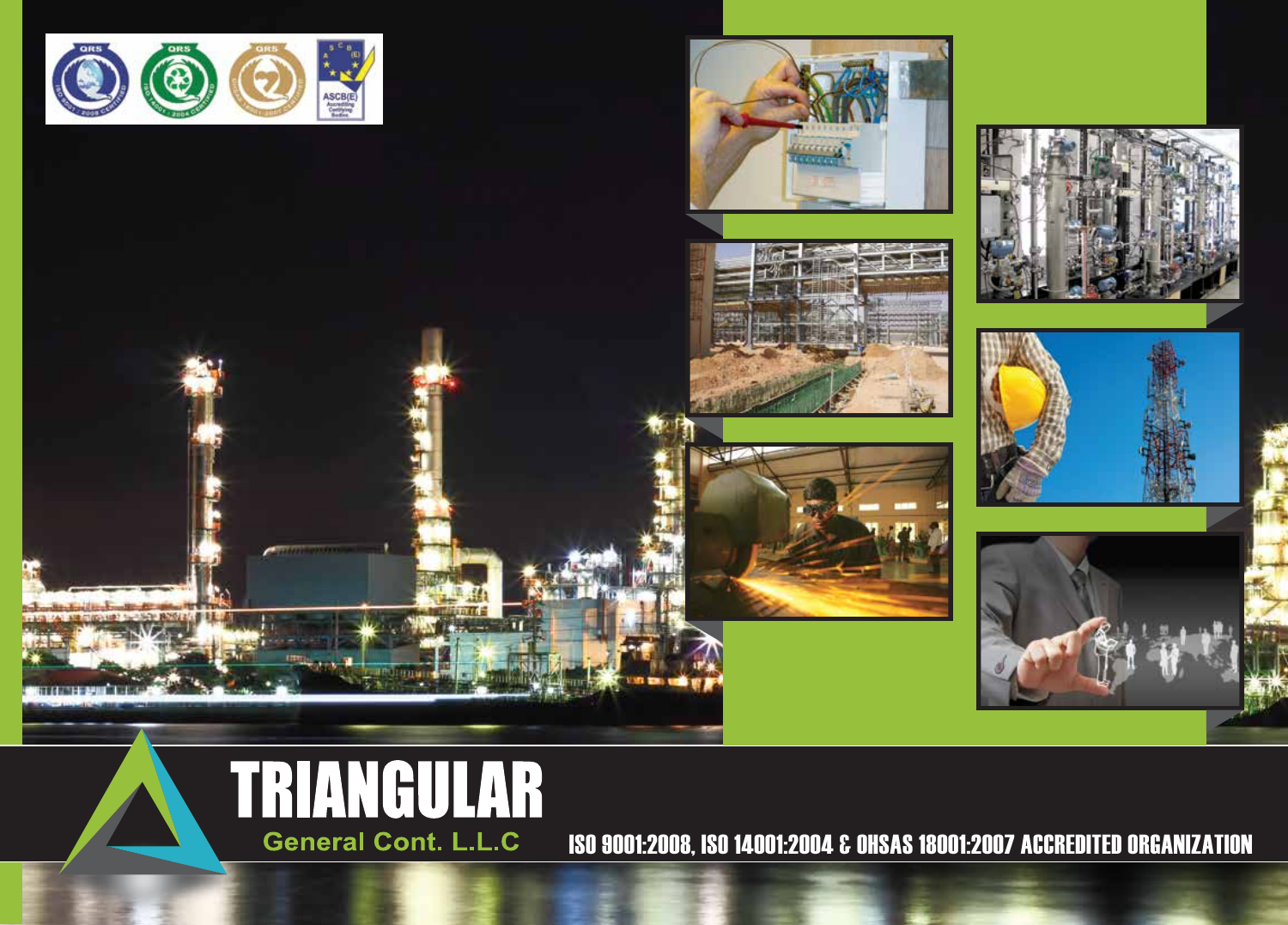# TRIANGULAR

**General Cont. L.L.C**

ISO 9001:2008, ISO 14001:2004 & OHSAS 18001:2007 ACCREDITED ORGANIZATION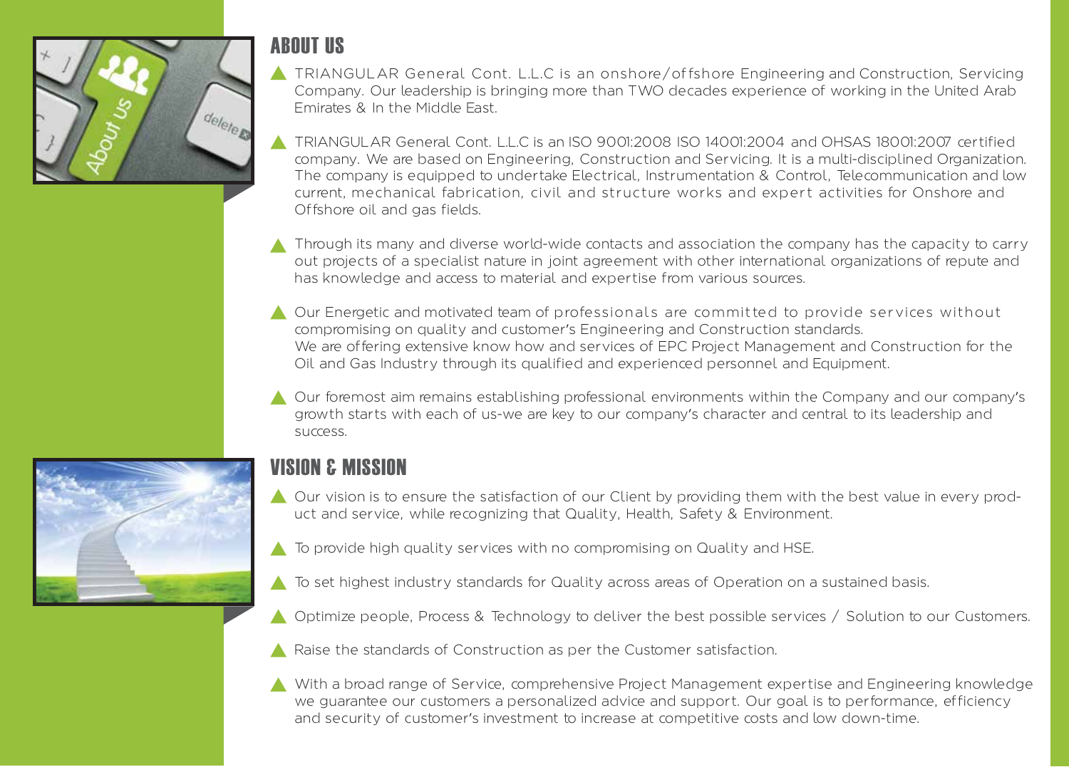## ABOUT US

- TRIANGULAR General Cont. L.L.C is an onshore/offshore Engineering and Construction, Servicing Company. Our leadership is bringing more than TWO decades experience of working in the United Arab Emirates & In the Middle East.
- TRIANGULAR General Cont. L.L.C is an ISO 9001:2008 ISO 14001:2004 and OHSAS 18001:2007 certified company. We are based on Engineering, Construction and Servicing. It is a multi-disciplined Organization. The company is equipped to undertake Electrical, Instrumentation & Control, Telecommunication and low current, mechanical fabrication, civil and structure works and expert activities for Onshore and Offshore oil and gas fields.
- Through its many and diverse world-wide contacts and association the company has the capacity to carry out projects of a specialist nature in joint agreement with other international organizations of repute and has knowledge and access to material and expertise from various sources.
- Our Energetic and motivated team of professionals are committed to provide services without compromising on quality and customer's Engineering and Construction standards. We are offering extensive know how and services of EPC Project Management and Construction for the Oil and Gas Industry through its qualified and experienced personnel and Equipment.
- Our foremost aim remains establishing professional environments within the Company and our company's growth starts with each of us-we are key to our company's character and central to its leadership and success.

## VISION & MISSION

- Our vision is to ensure the satisfaction of our Client by providing them with the best value in every product and service, while recognizing that Quality, Health, Safety & Environment.
- To provide high quality services with no compromising on Quality and HSE.
- To set highest industry standards for Quality across areas of Operation on a sustained basis.
- Optimize people, Process & Technology to deliver the best possible services / Solution to our Customers.
- Raise the standards of Construction as per the Customer satisfaction.
- With a broad range of Service, comprehensive Project Management expertise and Engineering knowledge we guarantee our customers a personalized advice and support. Our goal is to performance, efficiency and security of customer's investment to increase at competitive costs and low down-time.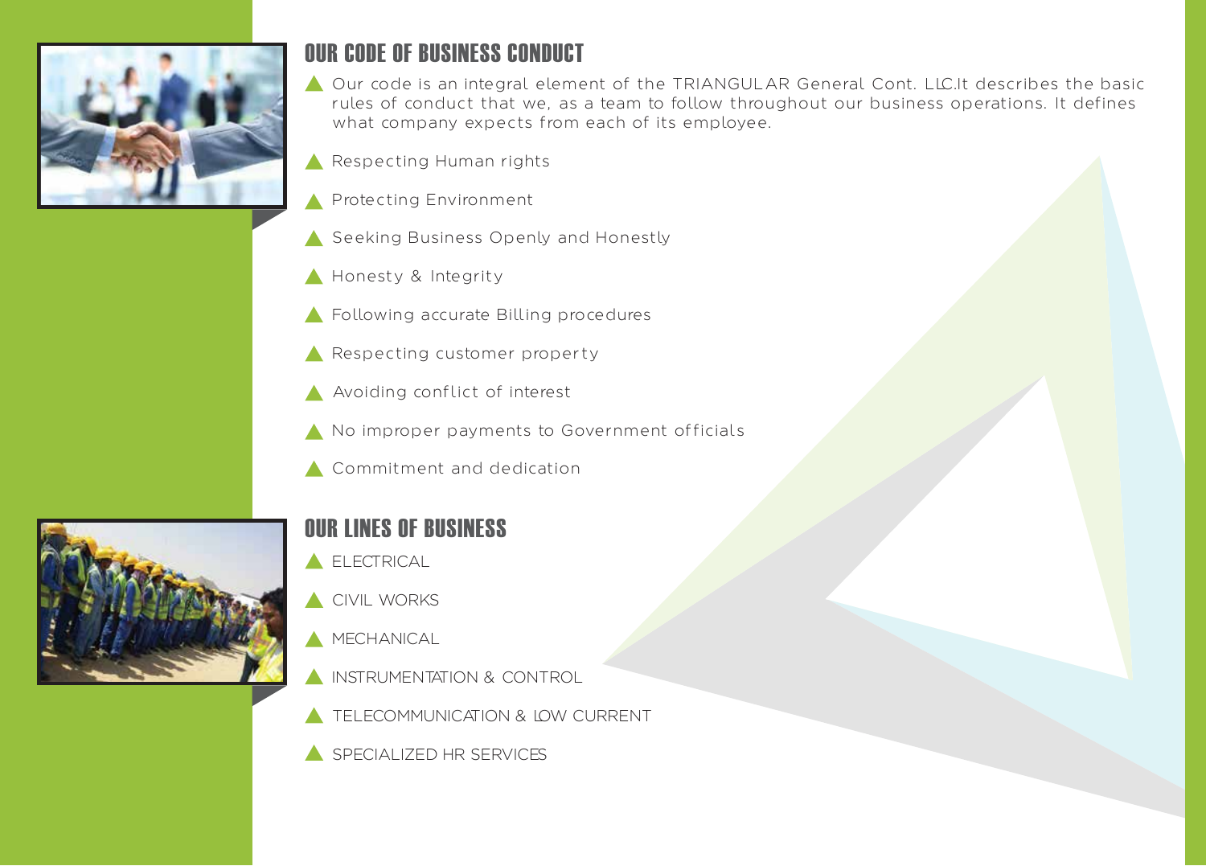## OUR CODE OF BUSINESS CONDUCT

- Our code is an integral element of the TRIANGULAR General Cont. LLC.It describes the basic rules of conduct that we, as a team to follow throughout our business operations. It defines what company expects from each of its employee.
- Respecting Human rights
- Protecting Environment
- Seeking Business Openly and Honestly
- Honesty & Integrity
- Following accurate Billing procedures
- Respecting customer property
- Avoiding conflict of interest
- No improper payments to Government officials
- Commitment and dedication

## OUR LINES OF BUSINESS

- ELECTRICAL
- CIVIL WORKS
- MECHANICAL
- INSTRUMENTATION & CONTROL
- TELECOMMUNICATION & LOW CURRENT
- SPECIALIZED HR SERVICES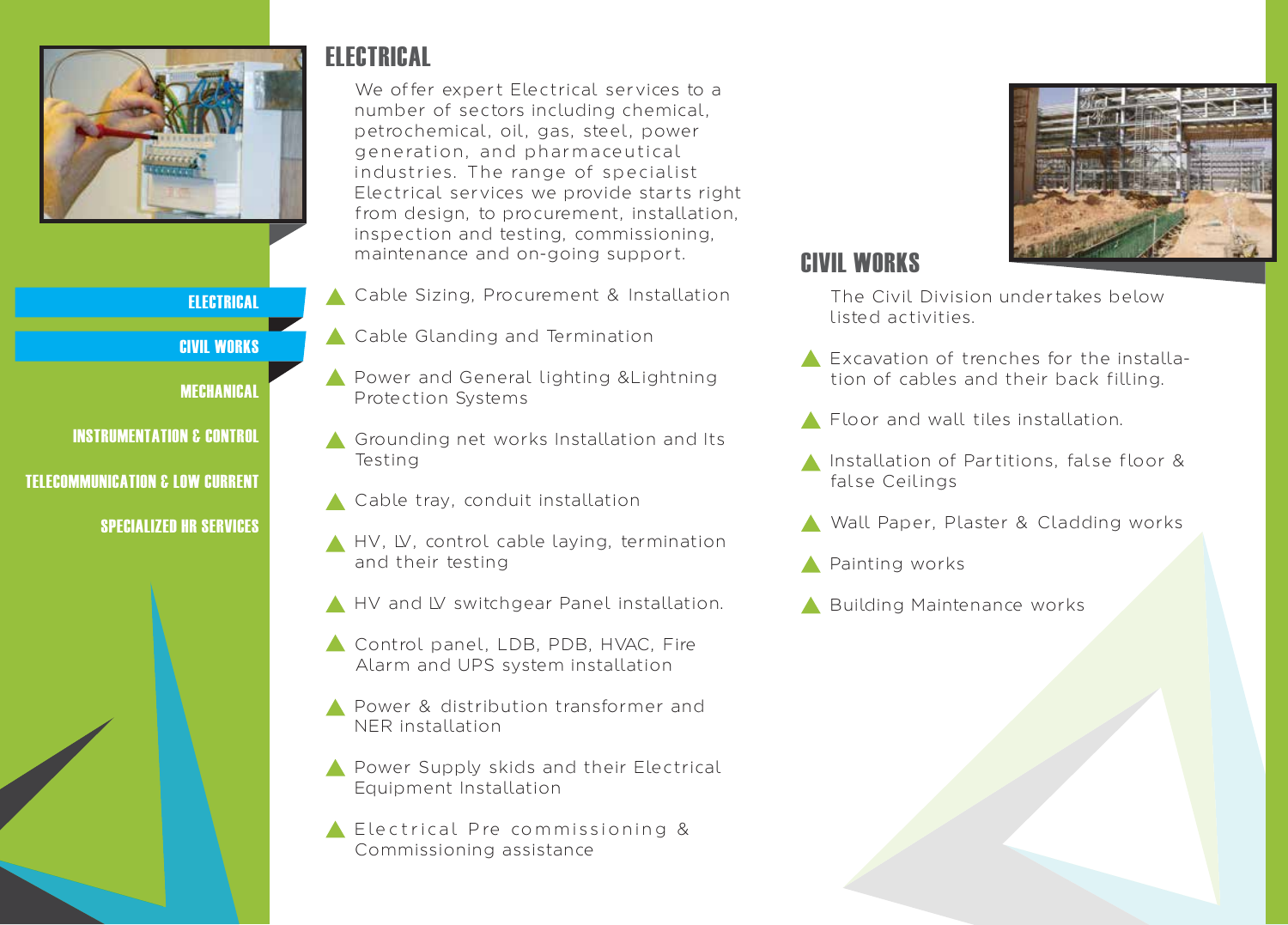- ELECTRICAL
- CIVIL WORKS
- MECHANICAL
- INSTRUMENTATION & CONTROL
- TELECOMMUNICATION & LOW CURRENT
- SPECIALIZED HR SERVICES

## ELECTRICAL

We offer expert Electrical services to a number of sectors including chemical, petrochemical, oil, gas, steel, power generation, and pharmaceutical industries. The range of specialist Electrical services we provide starts right from design, to procurement, installation, inspection and testing, commissioning, maintenance and on-going support.

- Cable Sizing, Procurement & Installation
- Cable Glanding and Termination
- Power and General lighting &Lightning Protection Systems
- Grounding net works Installation and Its Testing
- Cable tray, conduit installation
- HV, LV, control cable laying, termination and their testing
- HV and LV switchgear Panel installation.
- Control panel, LDB, PDB, HVAC, Fire Alarm and UPS system installation
- Power & distribution transformer and NER installation
- Power Supply skids and their Electrical Equipment Installation
- Electrical Pre commissioning & Commissioning assistance

## CIVIL WORKS

The Civil Division undertakes below listed activities.

- Excavation of trenches for the installation of cables and their back filling.
- Floor and wall tiles installation.
- Installation of Partitions, false floor & false Ceilings
- Wall Paper, Plaster & Cladding works
- Painting works
- Building Maintenance works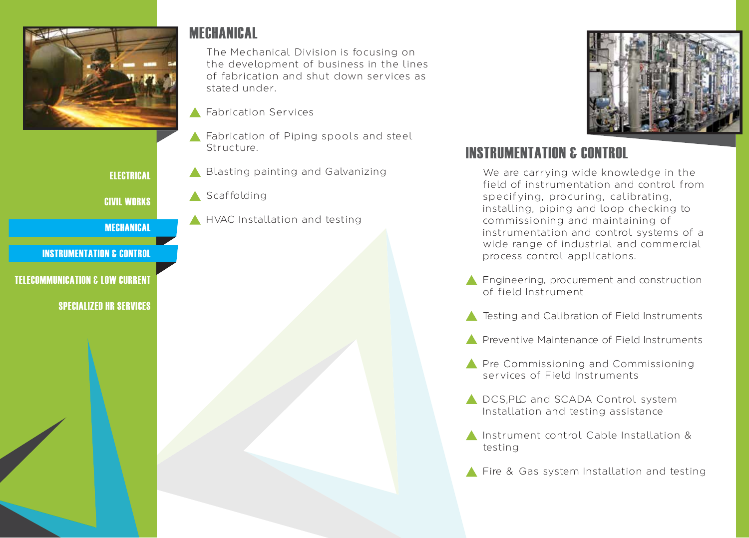## MECHANICAL

The Mechanical Division is focusing on the development of business in the lines of fabrication and shut down services as stated under.

- Fabrication Services
- Fabrication of Piping spools and steel Structure.
- Blasting painting and Galvanizing
- Scaffolding
- HVAC Installation and testing

## INSTRUMENTATION & CONTROL

We are carrying wide knowledge in the field of instrumentation and control from specifying, procuring, calibrating, installing, piping and loop checking to commissioning and maintaining of instrumentation and control systems of a wide range of industrial and commercial process control applications.

- Engineering, procurement and construction of field Instrument
- Testing and Calibration of Field Instruments
- Preventive Maintenance of Field Instruments
- Pre Commissioning and Commissioning services of Field Instruments
- DCS,PLC and SCADA Control system Installation and testing assistance
- Instrument control Cable Installation & testing
- Fire & Gas system Installation and testing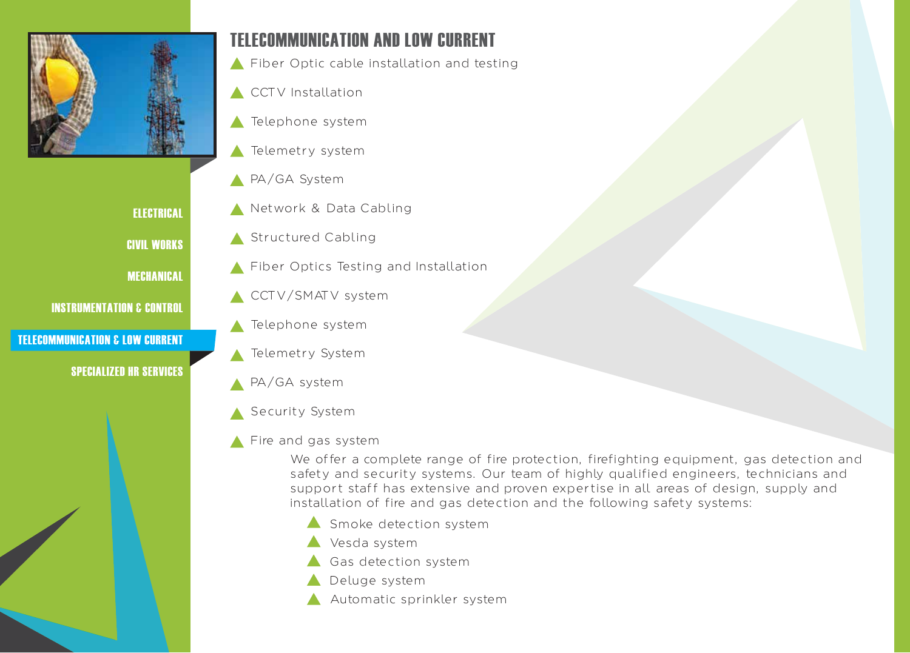- ELECTRICAL
- CIVIL WORKS
- MECHANICAL
- INSTRUMENTATION & CONTROL
- TELECOMMUNICATION & LOW CURRENT
- SPECIALIZED HR SERVICES

# TELECOMMUNICATION AND LOW CURRENT

- Fiber Optic cable installation and testing
- CCTV Installation
- Telephone system
- Telemetry system
- PA/GA System
- Network & Data Cabling
- Structured Cabling
- Fiber Optics Testing and Installation
- CCTV/SMATV system
- Telephone system
- Telemetry System
- PA/GA system
- Security System
- Fire and gas system

  We offer a complete range of fire protection, firefighting equipment, gas detection and safety and security systems. Our team of highly qualified engineers, technicians and support staff has extensive and proven expertise in all areas of design, supply and installation of fire and gas detection and the following safety systems:

  - Smoke detection system
  - Vesda system
  - Gas detection system
  - Deluge system
  - Automatic sprinkler system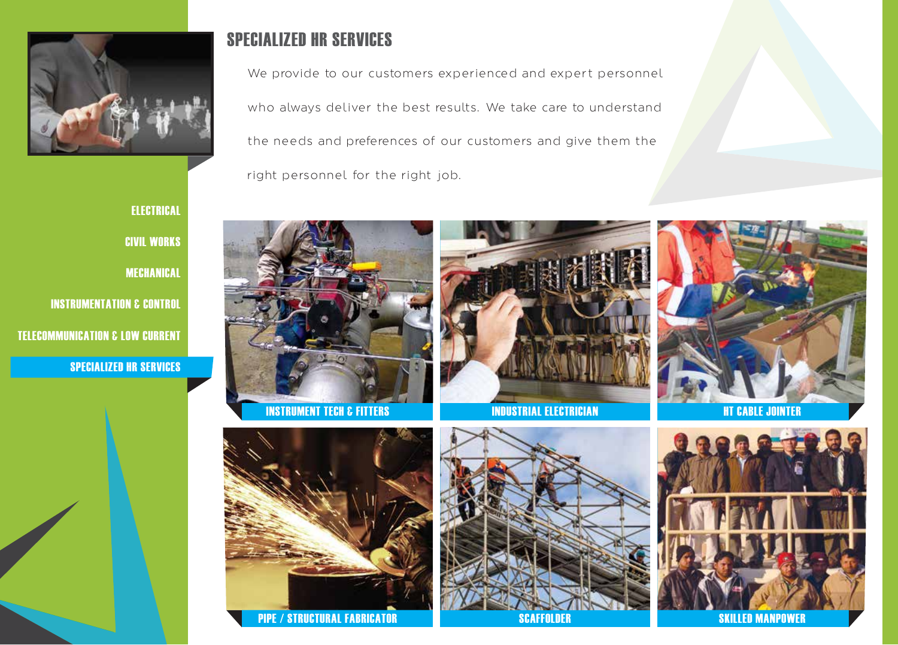- ELECTRICAL
- CIVIL WORKS
- MECHANICAL
- INSTRUMENTATION & CONTROL
- TELECOMMUNICATION & LOW CURRENT
- SPECIALIZED HR SERVICES

# SPECIALIZED HR SERVICES

We provide to our customers experienced and expert personnel who always deliver the best results. We take care to understand the needs and preferences of our customers and give them the right personnel for the right job.

INSTRUMENT TECH & FITTERS

INDUSTRIAL ELECTRICIAN

HT CABLE JOINTER

PIPE / STRUCTURAL FABRICATOR

SCAFFOLDER

SKILLED MANPOWER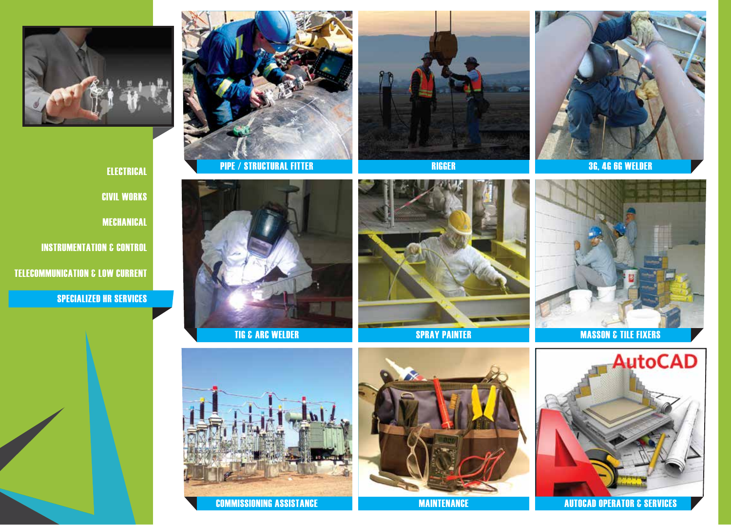ELECTRICAL

CIVIL WORKS

MECHANICAL

INSTRUMENTATION & CONTROL

TELECOMMUNICATION & LOW CURRENT

**SPECIALIZED HR SERVICES**

PIPE / STRUCTURAL FITTER

RIGGER

3G, 4G 6G WELDER

TIG & ARC WELDER

SPRAY PAINTER

MASSON & TILE FIXERS

COMMISSIONING ASSISTANCE

MAINTENANCE

AUTOCAD OPERATOR & SERVICES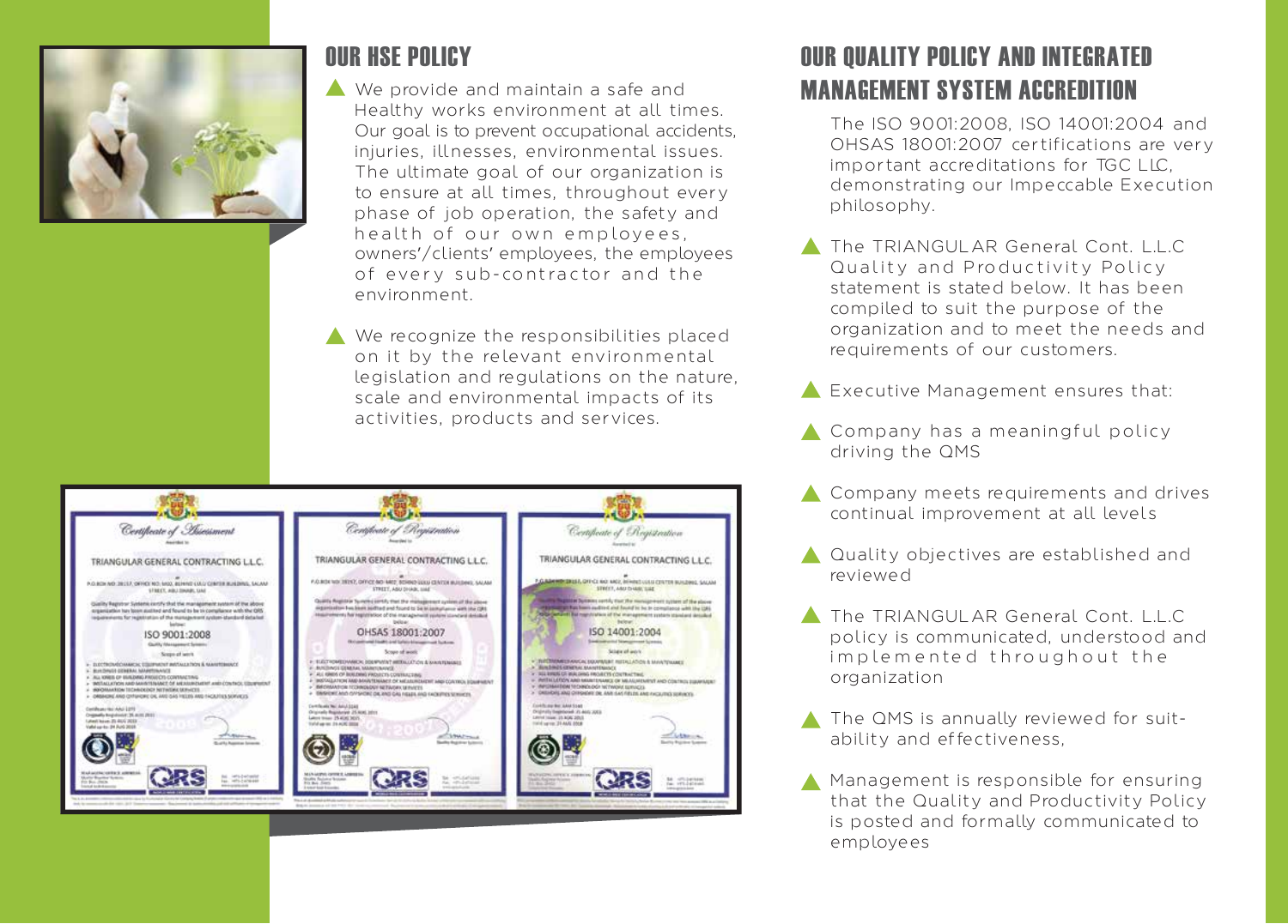## OUR HSE POLICY

- We provide and maintain a safe and Healthy works environment at all times. Our goal is to prevent occupational accidents, injuries, illnesses, environmental issues. The ultimate goal of our organization is to ensure at all times, throughout every phase of job operation, the safety and health of our own employees, owners'/clients' employees, the employees of every sub-contractor and the environment.
- We recognize the responsibilities placed on it by the relevant environmental legislation and regulations on the nature, scale and environmental impacts of its activities, products and services.

## OUR QUALITY POLICY AND INTEGRATED MANAGEMENT SYSTEM ACCREDITION

The ISO 9001:2008, ISO 14001:2004 and OHSAS 18001:2007 certifications are very important accreditations for TGC LLC, demonstrating our Impeccable Execution philosophy.

- The TRIANGULAR General Cont. L.L.C Quality and Productivity Policy statement is stated below. It has been compiled to suit the purpose of the organization and to meet the needs and requirements of our customers.
- Executive Management ensures that:
- Company has a meaningful policy driving the QMS
- Company meets requirements and drives continual improvement at all levels
- Quality objectives are established and reviewed
- The TRIANGULAR General Cont. L.L.C policy is communicated, understood and implemented throughout the organization
- The QMS is annually reviewed for suitability and effectiveness,
- Management is responsible for ensuring that the Quality and Productivity Policy is posted and formally communicated to employees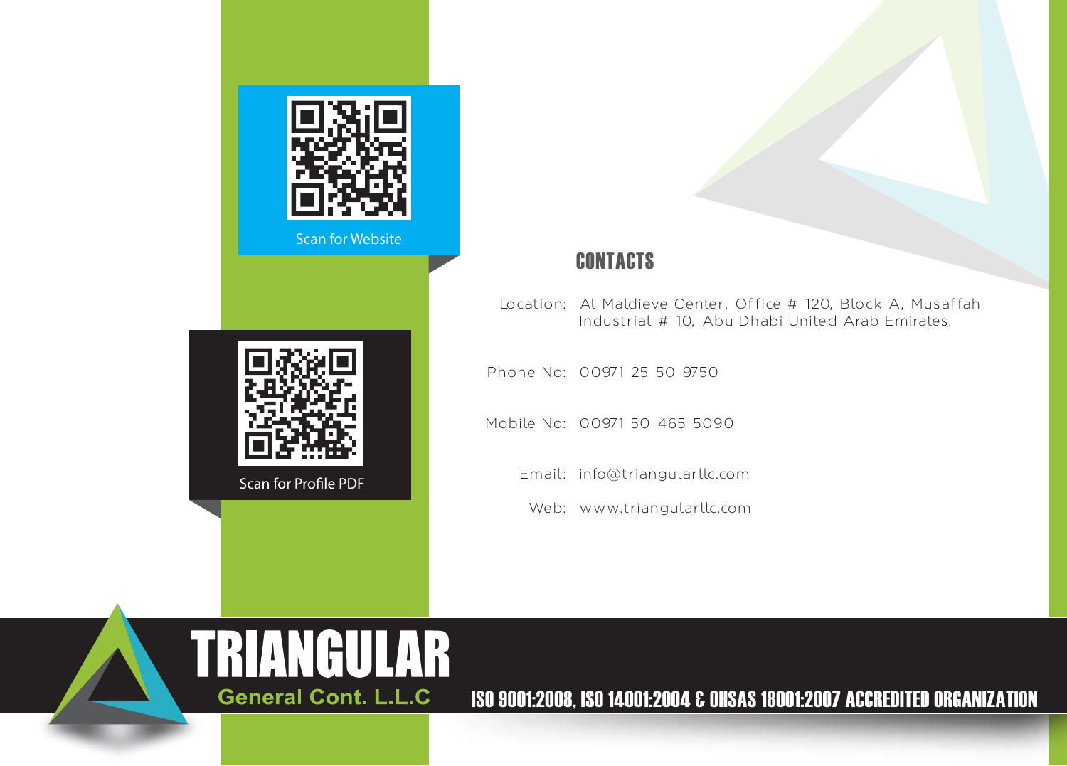Scan for Website

Scan for Profile PDF

## CONTACTS

Location: Al Maldieve Center, Office # 120, Block A, Musaffah Industrial # 10, Abu Dhabi United Arab Emirates.

Phone No: 00971 25 50 9750

Mobile No: 00971 50 465 5090

Email: info@triangularllc.com

Web: www.triangularllc.com

# TRIANGULAR

General Cont. L.L.C

ISO 9001:2008, ISO 14001:2004 & OHSAS 18001:2007 ACCREDITED ORGANIZATION